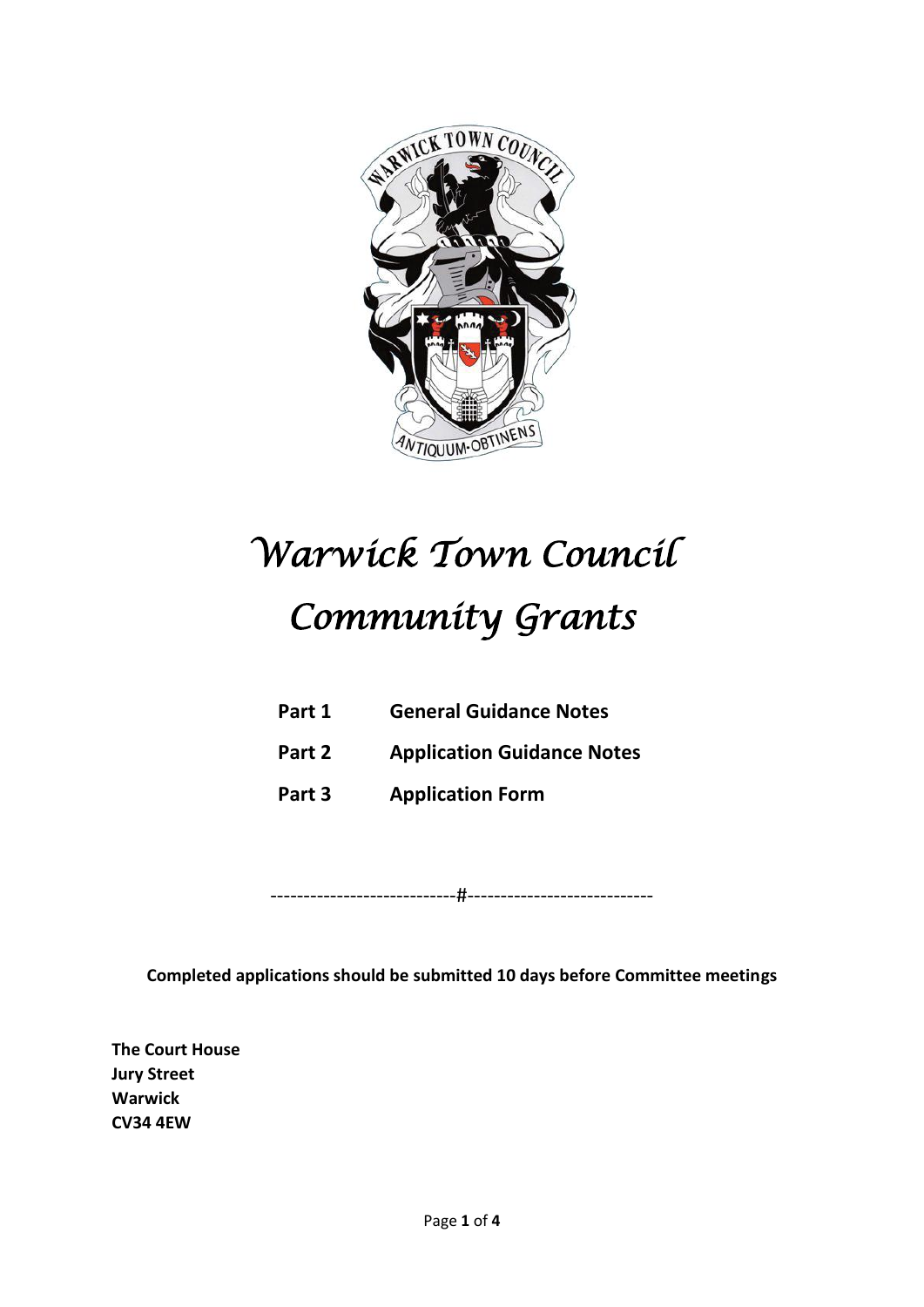# *Warwick Town Council*

# *Community Grants*

| | |
|---|---|
| **Part 1** | **General Guidance Notes** |
| **Part 2** | **Application Guidance Notes** |
| **Part 3** | **Application Form** |

---------------------------#---------------------------

**Completed applications should be submitted 10 days before Committee meetings**

**The Court House**
**Jury Street**
**Warwick**
**CV34 4EW**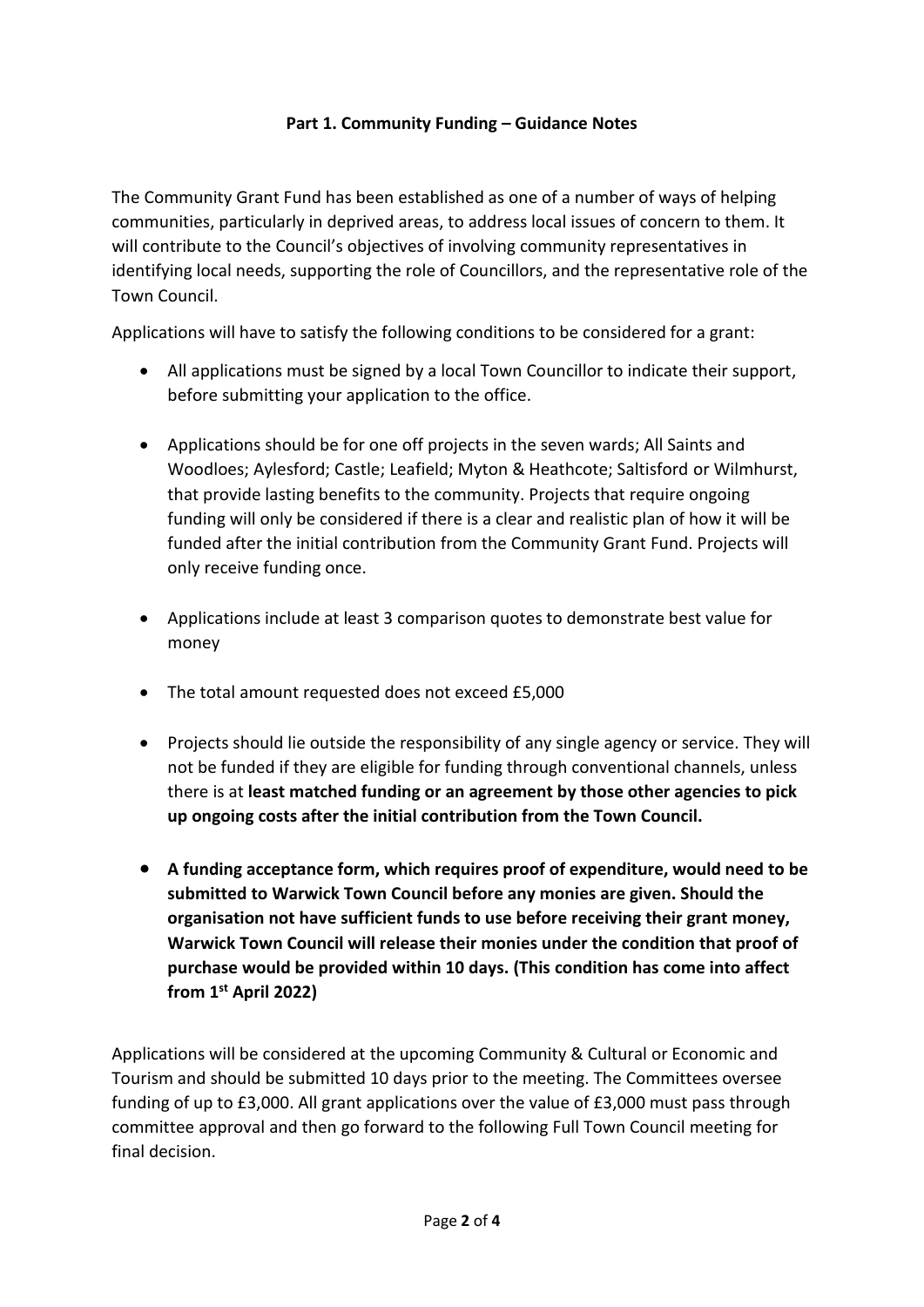## Part 1. Community Funding – Guidance Notes

The Community Grant Fund has been established as one of a number of ways of helping communities, particularly in deprived areas, to address local issues of concern to them. It will contribute to the Council's objectives of involving community representatives in identifying local needs, supporting the role of Councillors, and the representative role of the Town Council.

Applications will have to satisfy the following conditions to be considered for a grant:

- All applications must be signed by a local Town Councillor to indicate their support, before submitting your application to the office.

- Applications should be for one off projects in the seven wards; All Saints and Woodloes; Aylesford; Castle; Leafield; Myton & Heathcote; Saltisford or Wilmhurst, that provide lasting benefits to the community. Projects that require ongoing funding will only be considered if there is a clear and realistic plan of how it will be funded after the initial contribution from the Community Grant Fund. Projects will only receive funding once.

- Applications include at least 3 comparison quotes to demonstrate best value for money

- The total amount requested does not exceed £5,000

- Projects should lie outside the responsibility of any single agency or service. They will not be funded if they are eligible for funding through conventional channels, unless there is at **least matched funding or an agreement by those other agencies to pick up ongoing costs after the initial contribution from the Town Council.**

- **A funding acceptance form, which requires proof of expenditure, would need to be submitted to Warwick Town Council before any monies are given. Should the organisation not have sufficient funds to use before receiving their grant money, Warwick Town Council will release their monies under the condition that proof of purchase would be provided within 10 days. (This condition has come into affect from 1st April 2022)**

Applications will be considered at the upcoming Community & Cultural or Economic and Tourism and should be submitted 10 days prior to the meeting. The Committees oversee funding of up to £3,000. All grant applications over the value of £3,000 must pass through committee approval and then go forward to the following Full Town Council meeting for final decision.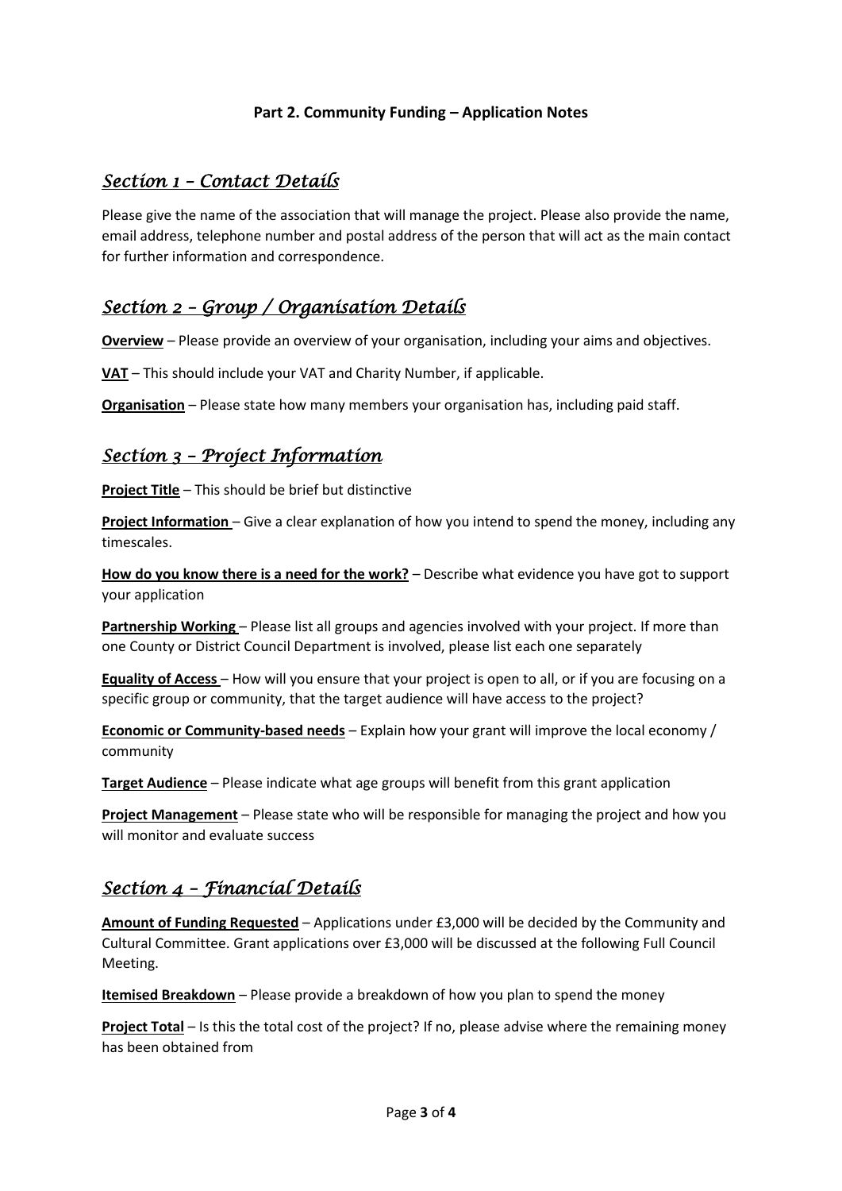**Part 2. Community Funding – Application Notes**

## *Section 1 – Contact Details*

Please give the name of the association that will manage the project. Please also provide the name, email address, telephone number and postal address of the person that will act as the main contact for further information and correspondence.

## *Section 2 – Group / Organisation Details*

**Overview** – Please provide an overview of your organisation, including your aims and objectives.

**VAT** – This should include your VAT and Charity Number, if applicable.

**Organisation** – Please state how many members your organisation has, including paid staff.

## *Section 3 – Project Information*

**Project Title** – This should be brief but distinctive

**Project Information** – Give a clear explanation of how you intend to spend the money, including any timescales.

**How do you know there is a need for the work?** – Describe what evidence you have got to support your application

**Partnership Working** – Please list all groups and agencies involved with your project. If more than one County or District Council Department is involved, please list each one separately

**Equality of Access** – How will you ensure that your project is open to all, or if you are focusing on a specific group or community, that the target audience will have access to the project?

**Economic or Community-based needs** – Explain how your grant will improve the local economy / community

**Target Audience** – Please indicate what age groups will benefit from this grant application

**Project Management** – Please state who will be responsible for managing the project and how you will monitor and evaluate success

## *Section 4 – Financial Details*

**Amount of Funding Requested** – Applications under £3,000 will be decided by the Community and Cultural Committee. Grant applications over £3,000 will be discussed at the following Full Council Meeting.

**Itemised Breakdown** – Please provide a breakdown of how you plan to spend the money

**Project Total** – Is this the total cost of the project? If no, please advise where the remaining money has been obtained from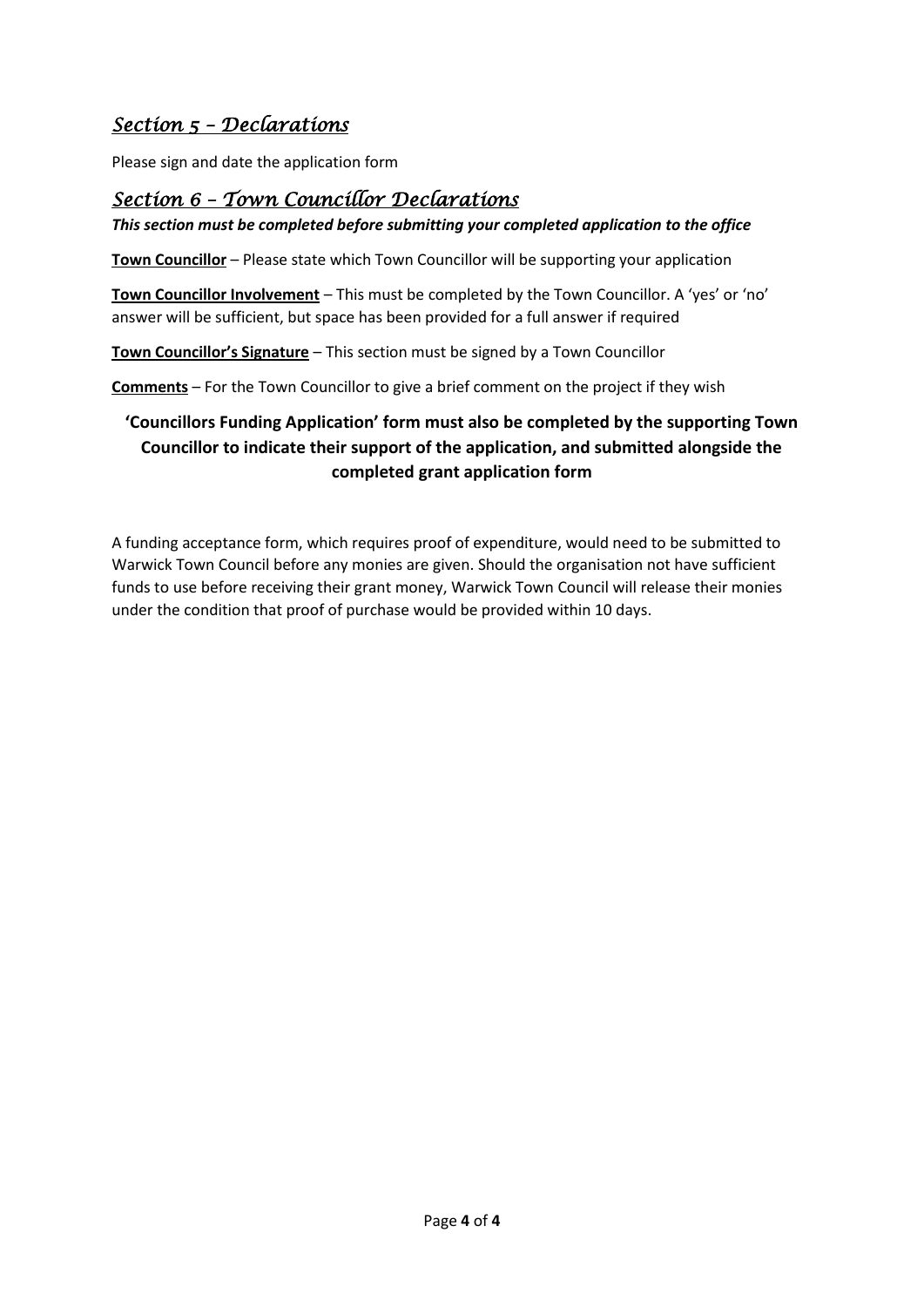## *Section 5 – Declarations*

Please sign and date the application form

## *Section 6 – Town Councillor Declarations*

***This section must be completed before submitting your completed application to the office***

**Town Councillor** – Please state which Town Councillor will be supporting your application

**Town Councillor Involvement** – This must be completed by the Town Councillor. A 'yes' or 'no' answer will be sufficient, but space has been provided for a full answer if required

**Town Councillor's Signature** – This section must be signed by a Town Councillor

**Comments** – For the Town Councillor to give a brief comment on the project if they wish

**'Councillors Funding Application' form must also be completed by the supporting Town Councillor to indicate their support of the application, and submitted alongside the completed grant application form**

A funding acceptance form, which requires proof of expenditure, would need to be submitted to Warwick Town Council before any monies are given. Should the organisation not have sufficient funds to use before receiving their grant money, Warwick Town Council will release their monies under the condition that proof of purchase would be provided within 10 days.